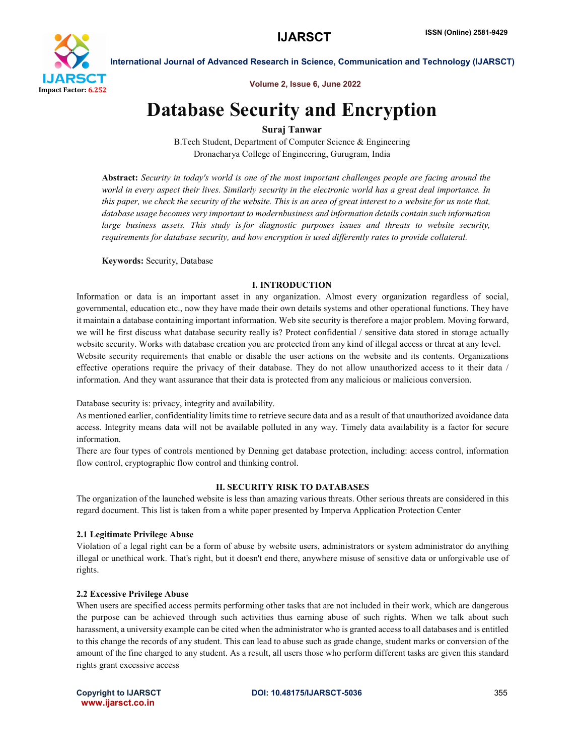# Database Security and Encryption

**Suraj Tanwar**

B.Tech Student, Department of Computer Science & Engineering
Dronacharya College of Engineering, Gurugram, India

**Abstract:** *Security in today's world is one of the most important challenges people are facing around the world in every aspect their lives. Similarly security in the electronic world has a great deal importance. In this paper, we check the security of the website. This is an area of great interest to a website for us note that, database usage becomes very important to modernbusiness and information details contain such information large business assets. This study is for diagnostic purposes issues and threats to website security, requirements for database security, and how encryption is used differently rates to provide collateral.*

**Keywords:** Security, Database

## I. INTRODUCTION

Information or data is an important asset in any organization. Almost every organization regardless of social, governmental, education etc., now they have made their own details systems and other operational functions. They have it maintain a database containing important information. Web site security is therefore a major problem. Moving forward, we will he first discuss what database security really is? Protect confidential / sensitive data stored in storage actually website security. Works with database creation you are protected from any kind of illegal access or threat at any level. Website security requirements that enable or disable the user actions on the website and its contents. Organizations effective operations require the privacy of their database. They do not allow unauthorized access to it their data / information. And they want assurance that their data is protected from any malicious or malicious conversion.

Database security is: privacy, integrity and availability.
As mentioned earlier, confidentiality limits time to retrieve secure data and as a result of that unauthorized avoidance data access. Integrity means data will not be available polluted in any way. Timely data availability is a factor for secure information.
There are four types of controls mentioned by Denning get database protection, including: access control, information flow control, cryptographic flow control and thinking control.

## II. SECURITY RISK TO DATABASES

The organization of the launched website is less than amazing various threats. Other serious threats are considered in this regard document. This list is taken from a white paper presented by Imperva Application Protection Center

### 2.1 Legitimate Privilege Abuse

Violation of a legal right can be a form of abuse by website users, administrators or system administrator do anything illegal or unethical work. That's right, but it doesn't end there, anywhere misuse of sensitive data or unforgivable use of rights.

### 2.2 Excessive Privilege Abuse

When users are specified access permits performing other tasks that are not included in their work, which are dangerous the purpose can be achieved through such activities thus earning abuse of such rights. When we talk about such harassment, a university example can be cited when the administrator who is granted access to all databases and is entitled to this change the records of any student. This can lead to abuse such as grade change, student marks or conversion of the amount of the fine charged to any student. As a result, all users those who perform different tasks are given this standard rights grant excessive access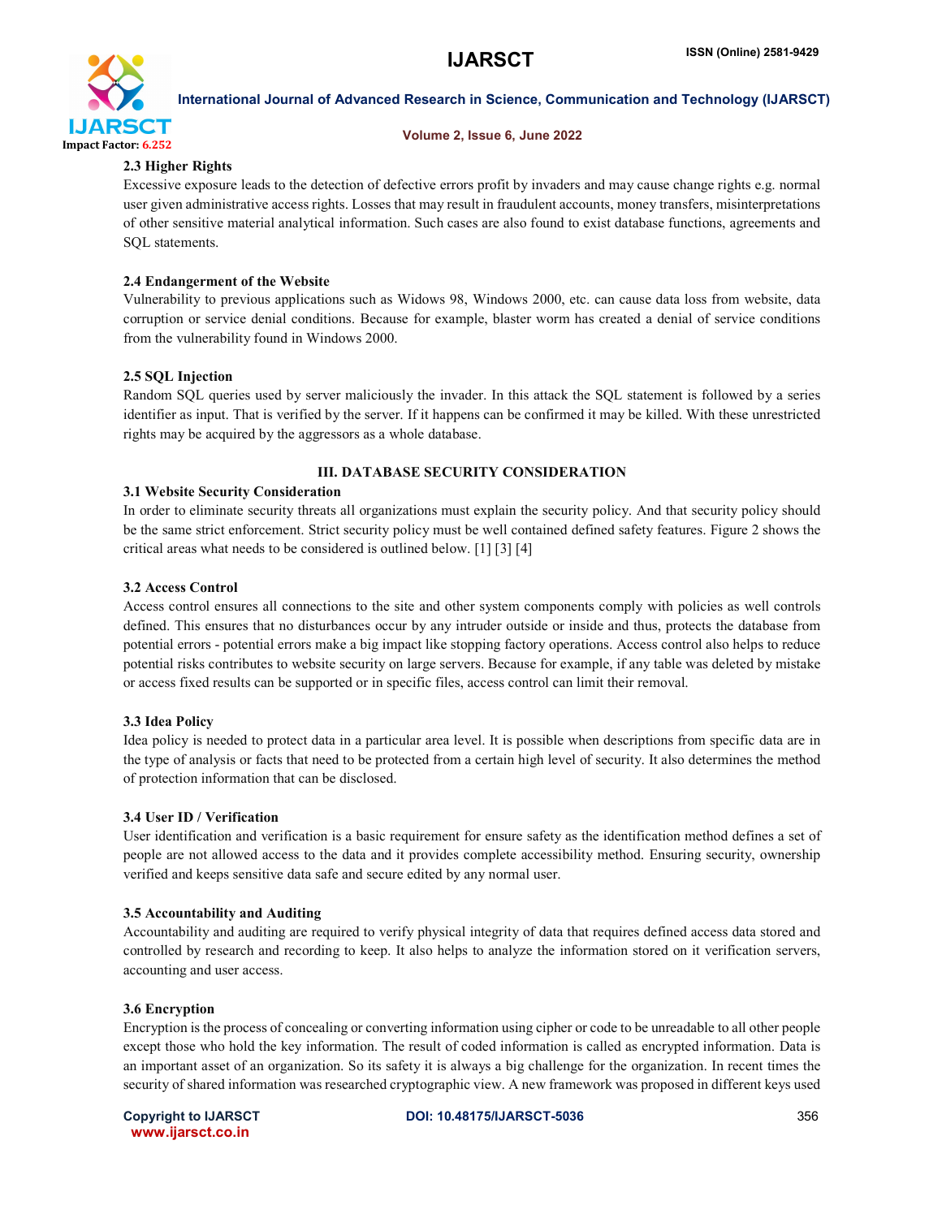### 2.3 Higher Rights

Excessive exposure leads to the detection of defective errors profit by invaders and may cause change rights e.g. normal user given administrative access rights. Losses that may result in fraudulent accounts, money transfers, misinterpretations of other sensitive material analytical information. Such cases are also found to exist database functions, agreements and SQL statements.

### 2.4 Endangerment of the Website

Vulnerability to previous applications such as Widows 98, Windows 2000, etc. can cause data loss from website, data corruption or service denial conditions. Because for example, blaster worm has created a denial of service conditions from the vulnerability found in Windows 2000.

### 2.5 SQL Injection

Random SQL queries used by server maliciously the invader. In this attack the SQL statement is followed by a series identifier as input. That is verified by the server. If it happens can be confirmed it may be killed. With these unrestricted rights may be acquired by the aggressors as a whole database.

## III. DATABASE SECURITY CONSIDERATION

### 3.1 Website Security Consideration

In order to eliminate security threats all organizations must explain the security policy. And that security policy should be the same strict enforcement. Strict security policy must be well contained defined safety features. Figure 2 shows the critical areas what needs to be considered is outlined below. [1] [3] [4]

### 3.2 Access Control

Access control ensures all connections to the site and other system components comply with policies as well controls defined. This ensures that no disturbances occur by any intruder outside or inside and thus, protects the database from potential errors - potential errors make a big impact like stopping factory operations. Access control also helps to reduce potential risks contributes to website security on large servers. Because for example, if any table was deleted by mistake or access fixed results can be supported or in specific files, access control can limit their removal.

### 3.3 Idea Policy

Idea policy is needed to protect data in a particular area level. It is possible when descriptions from specific data are in the type of analysis or facts that need to be protected from a certain high level of security. It also determines the method of protection information that can be disclosed.

### 3.4 User ID / Verification

User identification and verification is a basic requirement for ensure safety as the identification method defines a set of people are not allowed access to the data and it provides complete accessibility method. Ensuring security, ownership verified and keeps sensitive data safe and secure edited by any normal user.

### 3.5 Accountability and Auditing

Accountability and auditing are required to verify physical integrity of data that requires defined access data stored and controlled by research and recording to keep. It also helps to analyze the information stored on it verification servers, accounting and user access.

### 3.6 Encryption

Encryption is the process of concealing or converting information using cipher or code to be unreadable to all other people except those who hold the key information. The result of coded information is called as encrypted information. Data is an important asset of an organization. So its safety it is always a big challenge for the organization. In recent times the security of shared information was researched cryptographic view. A new framework was proposed in different keys used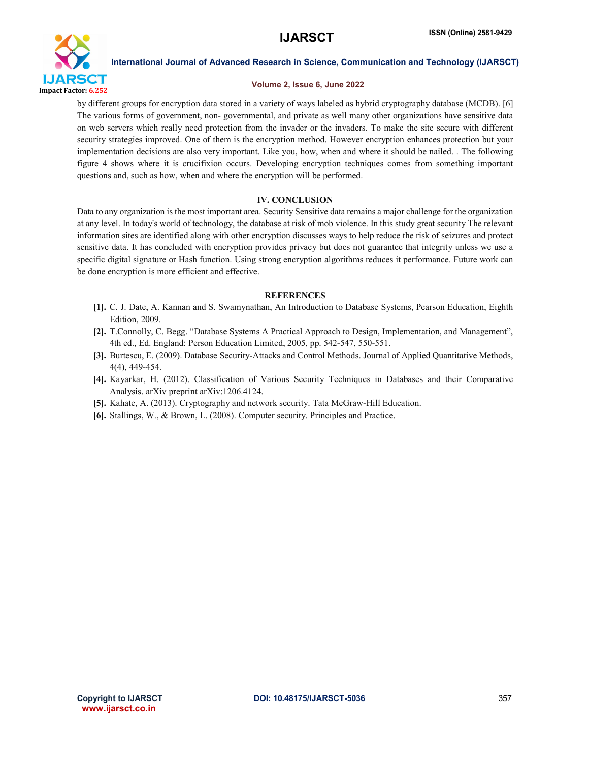by different groups for encryption data stored in a variety of ways labeled as hybrid cryptography database (MCDB). [6] The various forms of government, non- governmental, and private as well many other organizations have sensitive data on web servers which really need protection from the invader or the invaders. To make the site secure with different security strategies improved. One of them is the encryption method. However encryption enhances protection but your implementation decisions are also very important. Like you, how, when and where it should be nailed. . The following figure 4 shows where it is crucifixion occurs. Developing encryption techniques comes from something important questions and, such as how, when and where the encryption will be performed.

## IV. CONCLUSION

Data to any organization is the most important area. Security Sensitive data remains a major challenge for the organization at any level. In today's world of technology, the database at risk of mob violence. In this study great security The relevant information sites are identified along with other encryption discusses ways to help reduce the risk of seizures and protect sensitive data. It has concluded with encryption provides privacy but does not guarantee that integrity unless we use a specific digital signature or Hash function. Using strong encryption algorithms reduces it performance. Future work can be done encryption is more efficient and effective.

## REFERENCES

- **[1].** C. J. Date, A. Kannan and S. Swamynathan, An Introduction to Database Systems, Pearson Education, Eighth Edition, 2009.
- **[2].** T.Connolly, C. Begg. "Database Systems A Practical Approach to Design, Implementation, and Management", 4th ed., Ed. England: Person Education Limited, 2005, pp. 542-547, 550-551.
- **[3].** Burtescu, E. (2009). Database Security-Attacks and Control Methods. Journal of Applied Quantitative Methods, 4(4), 449-454.
- **[4].** Kayarkar, H. (2012). Classification of Various Security Techniques in Databases and their Comparative Analysis. arXiv preprint arXiv:1206.4124.
- **[5].** Kahate, A. (2013). Cryptography and network security. Tata McGraw-Hill Education.
- **[6].** Stallings, W., & Brown, L. (2008). Computer security. Principles and Practice.